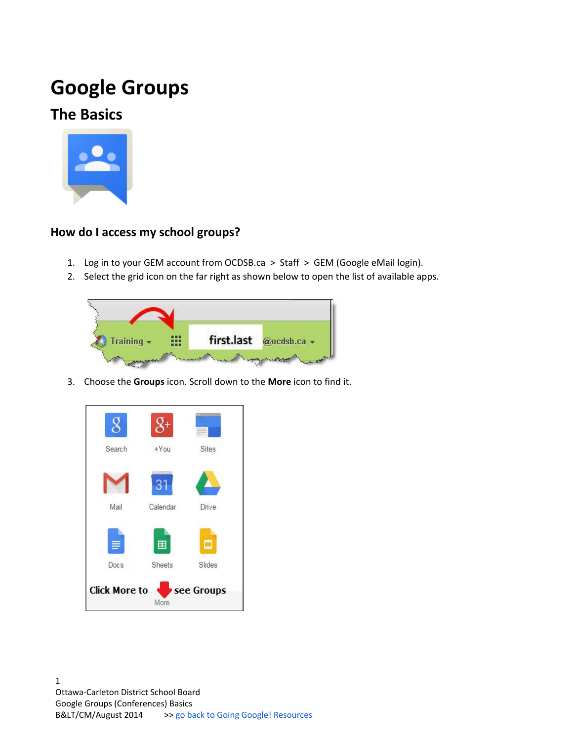# Google Groups

## The Basics

### How do I access my school groups?

1. Log in to your GEM account from OCDSB.ca > Staff > GEM (Google eMail login).
2. Select the grid icon on the far right as shown below to open the list of available apps.
3. Choose the **Groups** icon. Scroll down to the **More** icon to find it.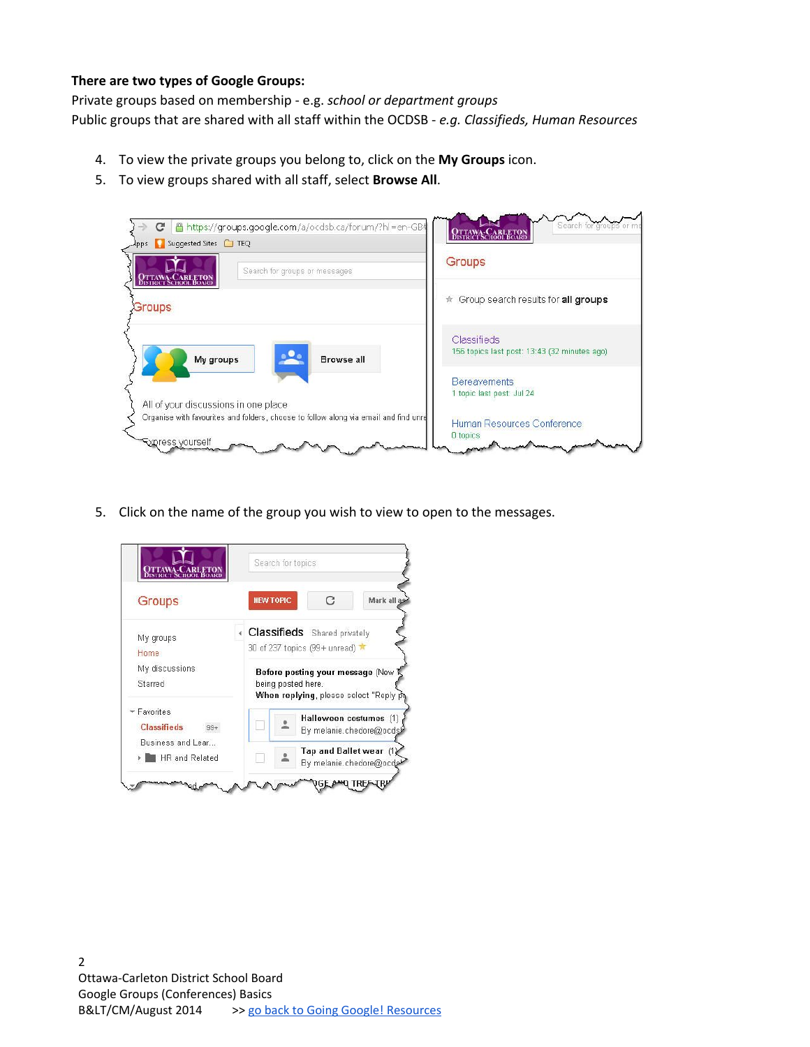**There are two types of Google Groups:**
Private groups based on membership - e.g. *school or department groups*
Public groups that are shared with all staff within the OCDSB - *e.g. Classifieds, Human Resources*

4. To view the private groups you belong to, click on the **My Groups** icon.
5. To view groups shared with all staff, select **Browse All**.

5. Click on the name of the group you wish to view to open to the messages.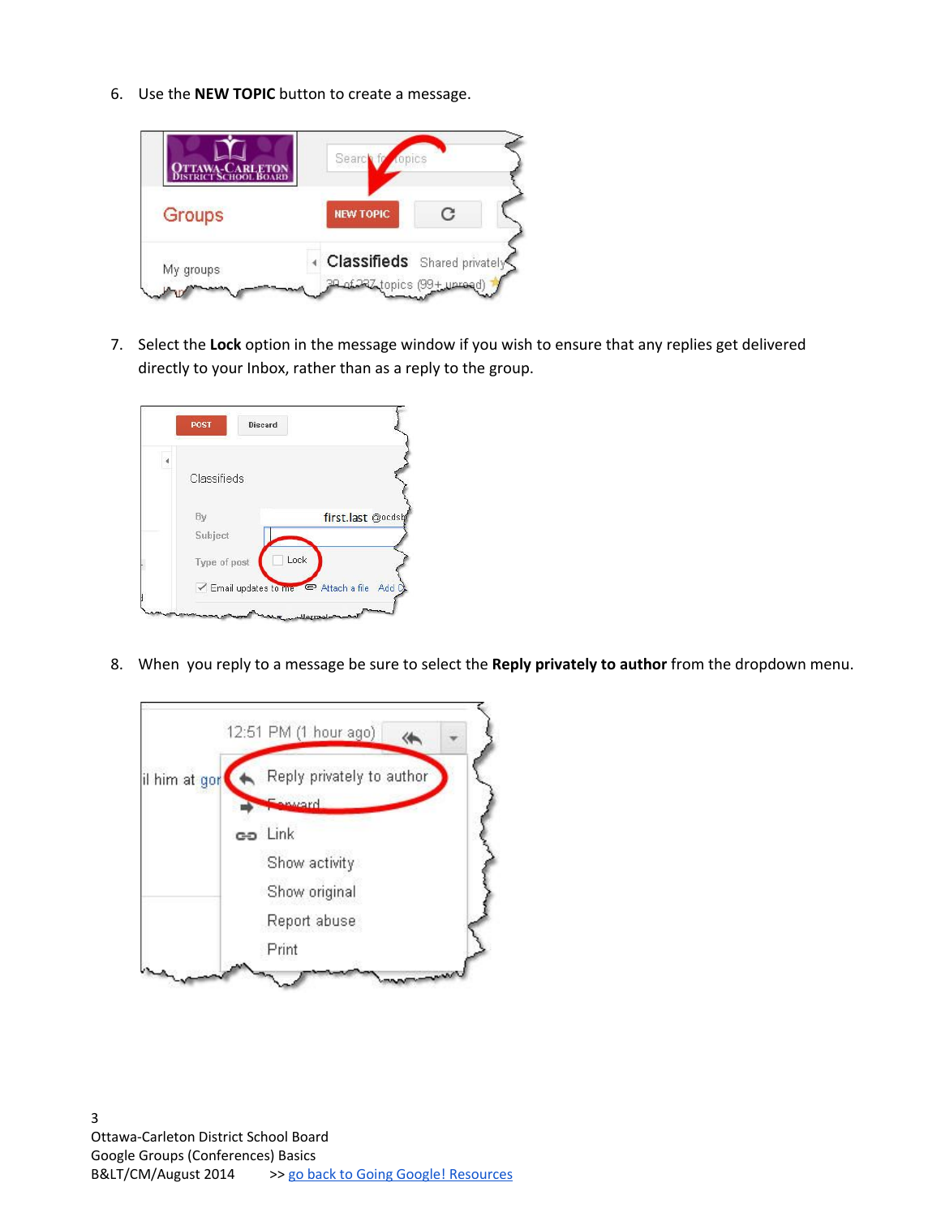6. Use the **NEW TOPIC** button to create a message.

7. Select the **Lock** option in the message window if you wish to ensure that any replies get delivered directly to your Inbox, rather than as a reply to the group.

8. When you reply to a message be sure to select the **Reply privately to author** from the dropdown menu.

Ottawa-Carleton District School Board
Google Groups (Conferences) Basics
B&LT/CM/August 2014 >> go back to Going Google! Resources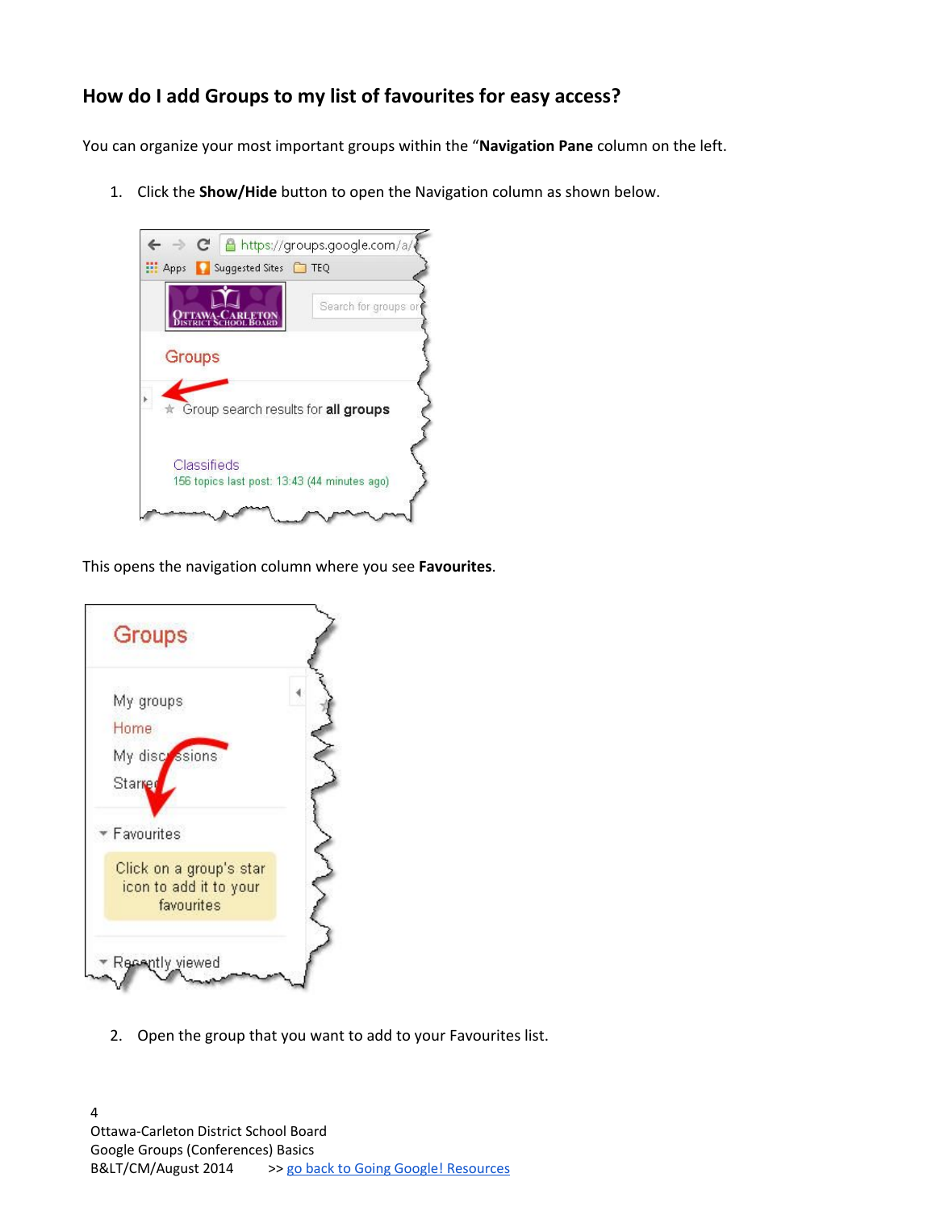## How do I add Groups to my list of favourites for easy access?

You can organize your most important groups within the "**Navigation Pane** column on the left.

1. Click the **Show/Hide** button to open the Navigation column as shown below.

This opens the navigation column where you see **Favourites**.

2. Open the group that you want to add to your Favourites list.

Ottawa-Carleton District School Board
Google Groups (Conferences) Basics
B&LT/CM/August 2014 >> go back to Going Google! Resources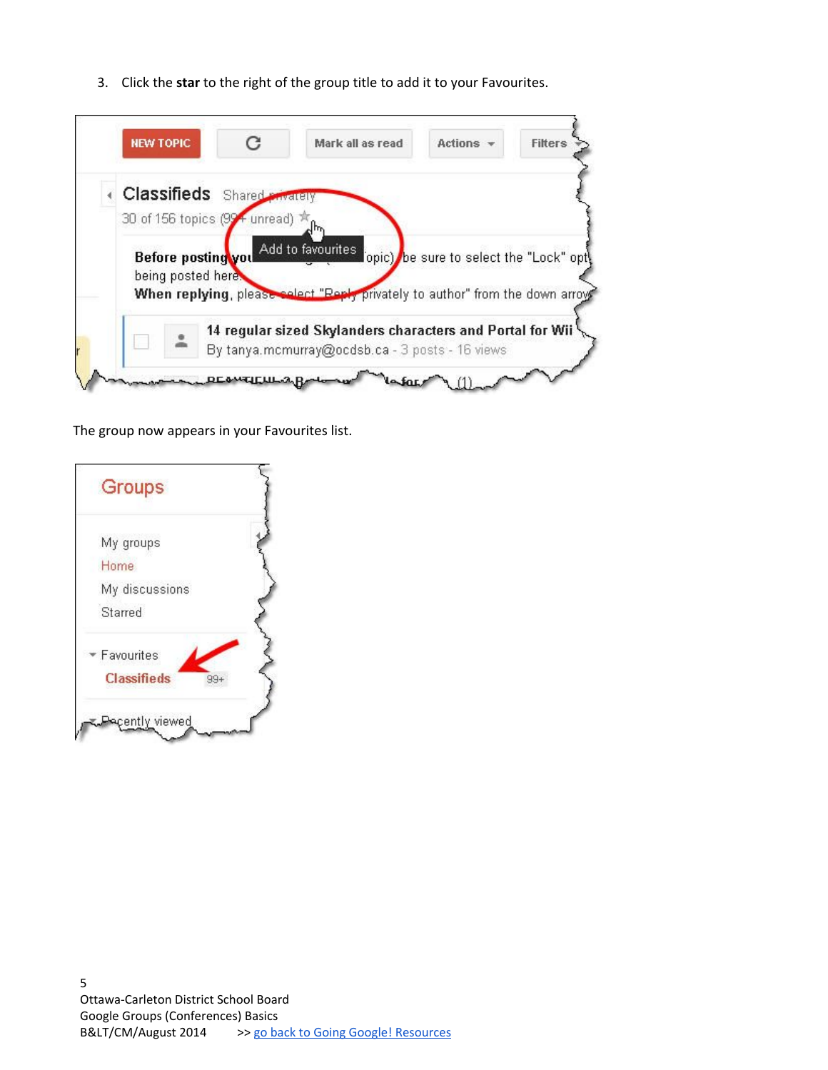3. Click the **star** to the right of the group title to add it to your Favourites.

The group now appears in your Favourites list.

Ottawa-Carleton District School Board
Google Groups (Conferences) Basics
B&LT/CM/August 2014 >> go back to Going Google! Resources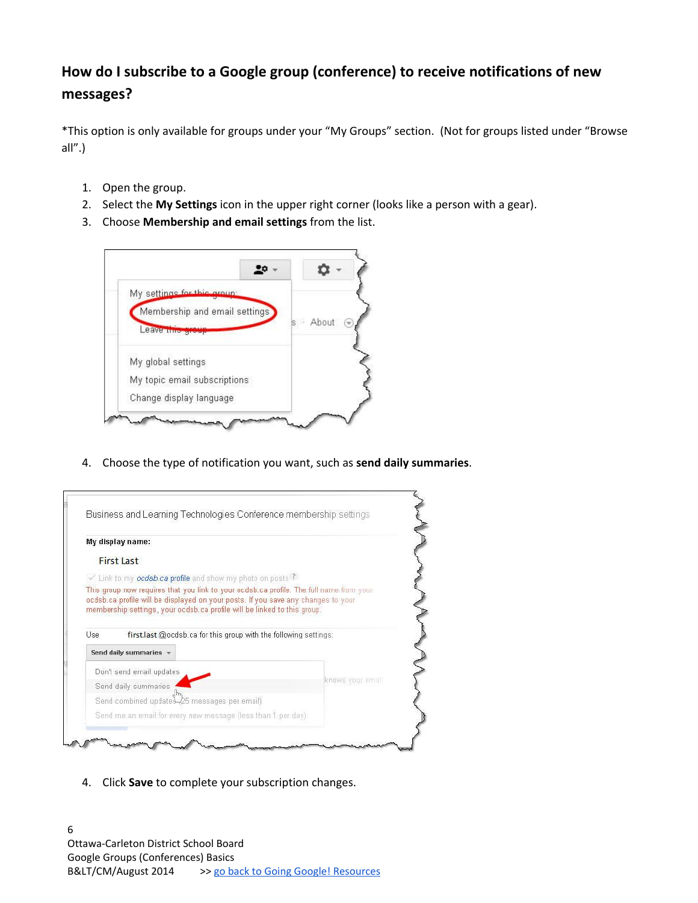## How do I subscribe to a Google group (conference) to receive notifications of new messages?

*This option is only available for groups under your "My Groups" section. (Not for groups listed under "Browse all".)

1. Open the group.
2. Select the **My Settings** icon in the upper right corner (looks like a person with a gear).
3. Choose **Membership and email settings** from the list.

4. Choose the type of notification you want, such as **send daily summaries**.

4. Click **Save** to complete your subscription changes.

Ottawa-Carleton District School Board
Google Groups (Conferences) Basics
B&LT/CM/August 2014 >> go back to Going Google! Resources